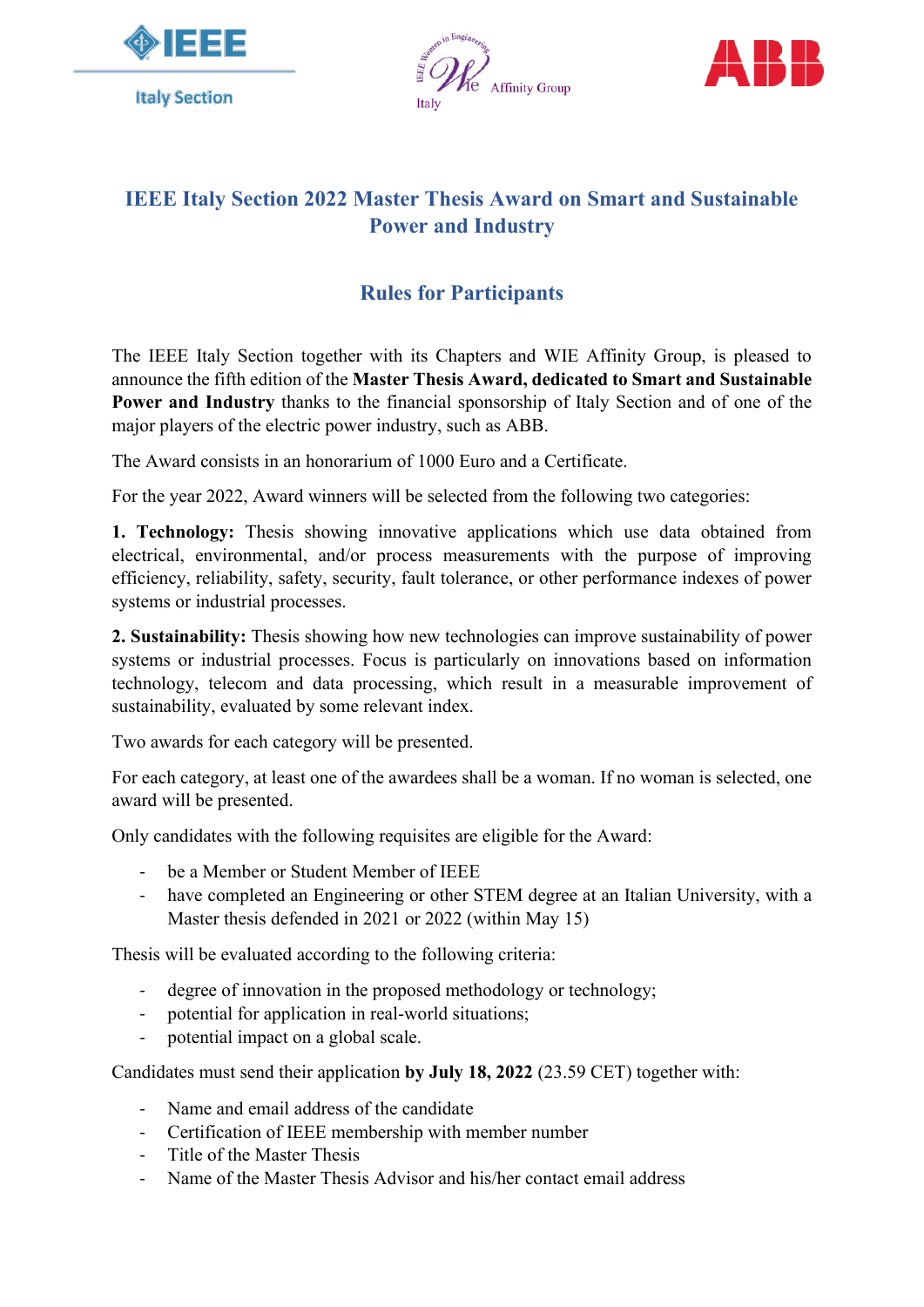# IEEE Italy Section 2022 Master Thesis Award on Smart and Sustainable Power and Industry

## Rules for Participants

The IEEE Italy Section together with its Chapters and WIE Affinity Group, is pleased to announce the fifth edition of the **Master Thesis Award, dedicated to Smart and Sustainable Power and Industry** thanks to the financial sponsorship of Italy Section and of one of the major players of the electric power industry, such as ABB.

The Award consists in an honorarium of 1000 Euro and a Certificate.

For the year 2022, Award winners will be selected from the following two categories:

**1. Technology:** Thesis showing innovative applications which use data obtained from electrical, environmental, and/or process measurements with the purpose of improving efficiency, reliability, safety, security, fault tolerance, or other performance indexes of power systems or industrial processes.

**2. Sustainability:** Thesis showing how new technologies can improve sustainability of power systems or industrial processes. Focus is particularly on innovations based on information technology, telecom and data processing, which result in a measurable improvement of sustainability, evaluated by some relevant index.

Two awards for each category will be presented.

For each category, at least one of the awardees shall be a woman. If no woman is selected, one award will be presented.

Only candidates with the following requisites are eligible for the Award:

- be a Member or Student Member of IEEE
- have completed an Engineering or other STEM degree at an Italian University, with a Master thesis defended in 2021 or 2022 (within May 15)

Thesis will be evaluated according to the following criteria:

- degree of innovation in the proposed methodology or technology;
- potential for application in real-world situations;
- potential impact on a global scale.

Candidates must send their application **by July 18, 2022** (23.59 CET) together with:

- Name and email address of the candidate
- Certification of IEEE membership with member number
- Title of the Master Thesis
- Name of the Master Thesis Advisor and his/her contact email address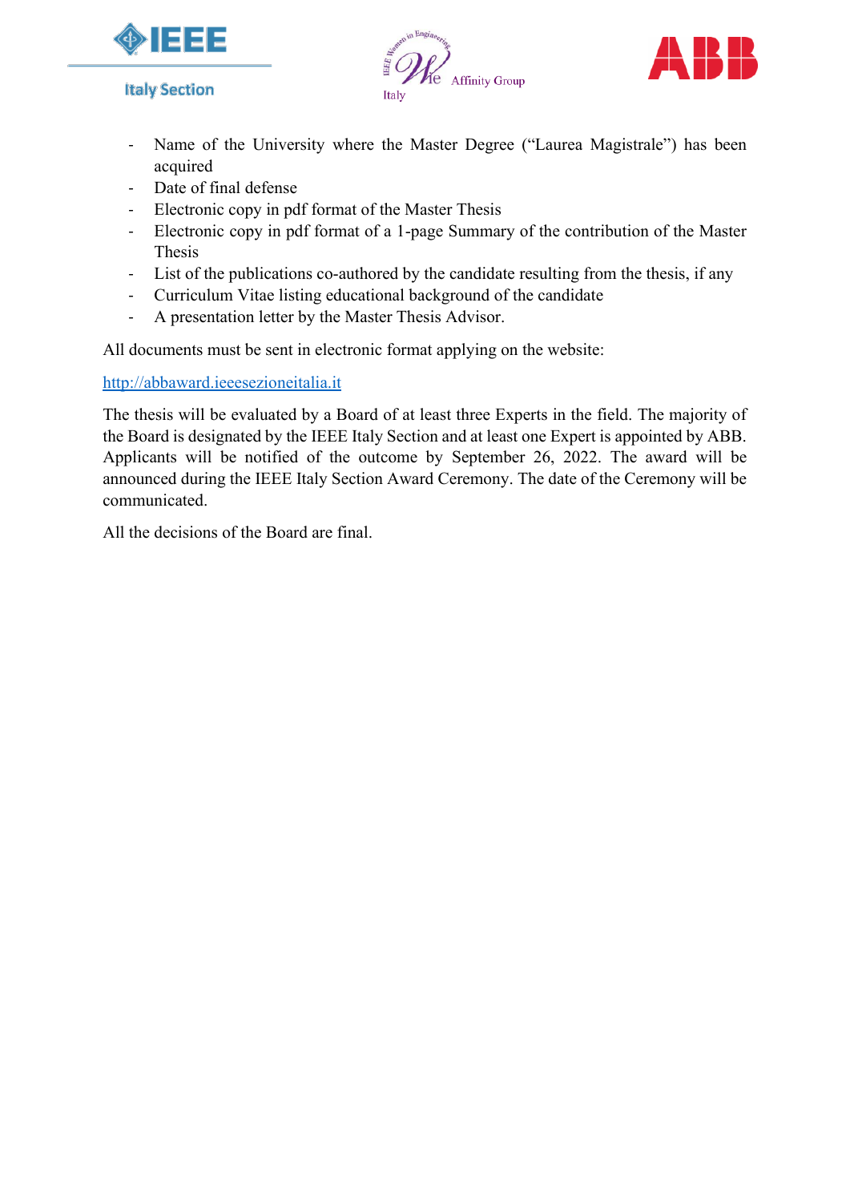- Name of the University where the Master Degree (“Laurea Magistrale”) has been acquired
- Date of final defense
- Electronic copy in pdf format of the Master Thesis
- Electronic copy in pdf format of a 1-page Summary of the contribution of the Master Thesis
- List of the publications co-authored by the candidate resulting from the thesis, if any
- Curriculum Vitae listing educational background of the candidate
- A presentation letter by the Master Thesis Advisor.

All documents must be sent in electronic format applying on the website:

http://abbaward.ieeesezioneitalia.it

The thesis will be evaluated by a Board of at least three Experts in the field. The majority of the Board is designated by the IEEE Italy Section and at least one Expert is appointed by ABB. Applicants will be notified of the outcome by September 26, 2022. The award will be announced during the IEEE Italy Section Award Ceremony. The date of the Ceremony will be communicated.

All the decisions of the Board are final.